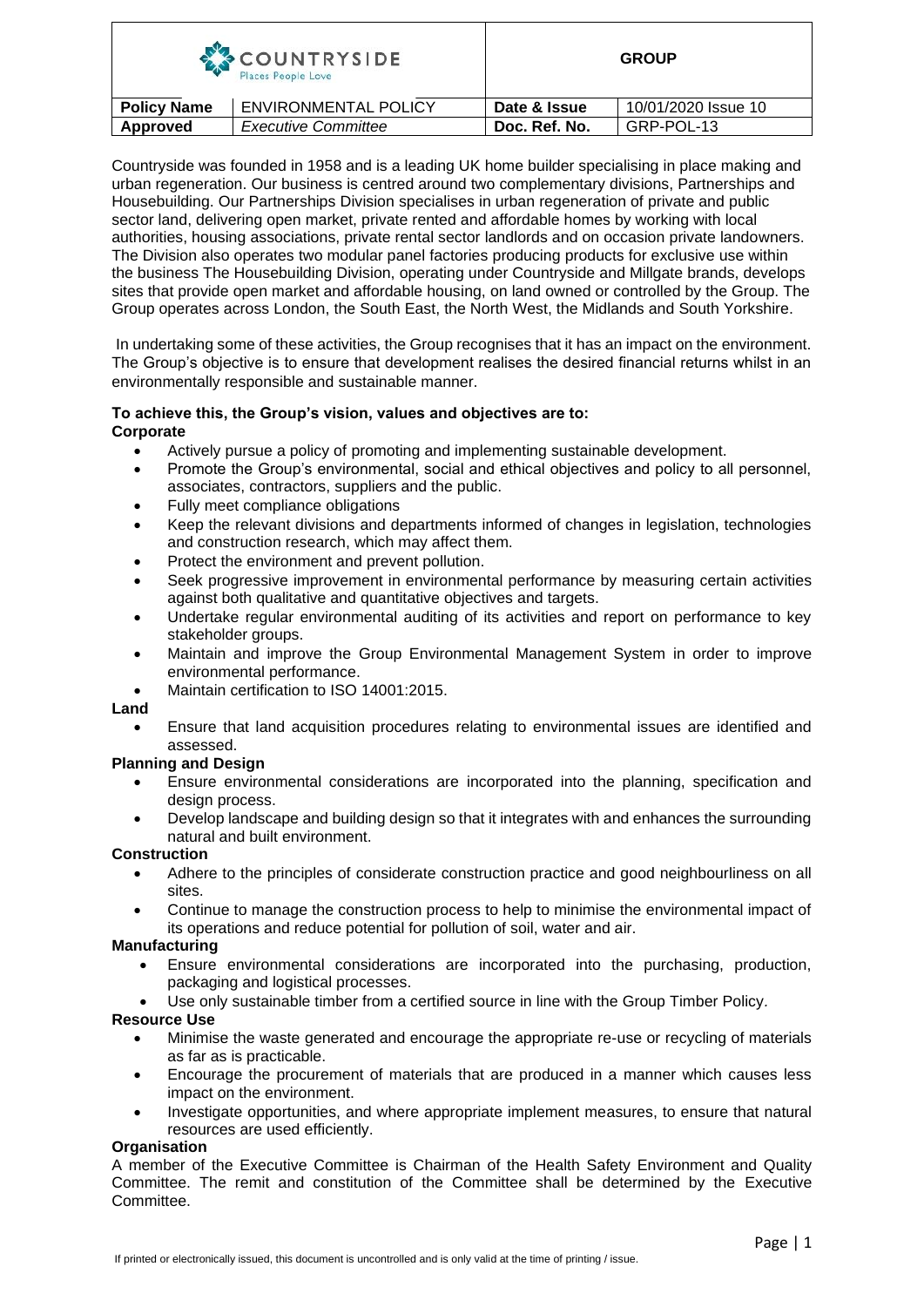| COUNTRYSIDE Places People Love | | GROUP | |
|---|---|---|---|
| **Policy Name** | ENVIRONMENTAL POLICY | **Date & Issue** | 10/01/2020 Issue 10 |
| **Approved** | *Executive Committee* | **Doc. Ref. No.** | GRP-POL-13 |

Countryside was founded in 1958 and is a leading UK home builder specialising in place making and urban regeneration. Our business is centred around two complementary divisions, Partnerships and Housebuilding. Our Partnerships Division specialises in urban regeneration of private and public sector land, delivering open market, private rented and affordable homes by working with local authorities, housing associations, private rental sector landlords and on occasion private landowners. The Division also operates two modular panel factories producing products for exclusive use within the business The Housebuilding Division, operating under Countryside and Millgate brands, develops sites that provide open market and affordable housing, on land owned or controlled by the Group. The Group operates across London, the South East, the North West, the Midlands and South Yorkshire.

In undertaking some of these activities, the Group recognises that it has an impact on the environment. The Group's objective is to ensure that development realises the desired financial returns whilst in an environmentally responsible and sustainable manner.

**To achieve this, the Group's vision, values and objectives are to:**

**Corporate**

- Actively pursue a policy of promoting and implementing sustainable development.
- Promote the Group's environmental, social and ethical objectives and policy to all personnel, associates, contractors, suppliers and the public.
- Fully meet compliance obligations
- Keep the relevant divisions and departments informed of changes in legislation, technologies and construction research, which may affect them.
- Protect the environment and prevent pollution.
- Seek progressive improvement in environmental performance by measuring certain activities against both qualitative and quantitative objectives and targets.
- Undertake regular environmental auditing of its activities and report on performance to key stakeholder groups.
- Maintain and improve the Group Environmental Management System in order to improve environmental performance.
- Maintain certification to ISO 14001:2015.

**Land**

- Ensure that land acquisition procedures relating to environmental issues are identified and assessed.

**Planning and Design**

- Ensure environmental considerations are incorporated into the planning, specification and design process.
- Develop landscape and building design so that it integrates with and enhances the surrounding natural and built environment.

**Construction**

- Adhere to the principles of considerate construction practice and good neighbourliness on all sites.
- Continue to manage the construction process to help to minimise the environmental impact of its operations and reduce potential for pollution of soil, water and air.

**Manufacturing**

- Ensure environmental considerations are incorporated into the purchasing, production, packaging and logistical processes.
- Use only sustainable timber from a certified source in line with the Group Timber Policy.

**Resource Use**

- Minimise the waste generated and encourage the appropriate re-use or recycling of materials as far as is practicable.
- Encourage the procurement of materials that are produced in a manner which causes less impact on the environment.
- Investigate opportunities, and where appropriate implement measures, to ensure that natural resources are used efficiently.

**Organisation**

A member of the Executive Committee is Chairman of the Health Safety Environment and Quality Committee. The remit and constitution of the Committee shall be determined by the Executive Committee.

If printed or electronically issued, this document is uncontrolled and is only valid at the time of printing / issue.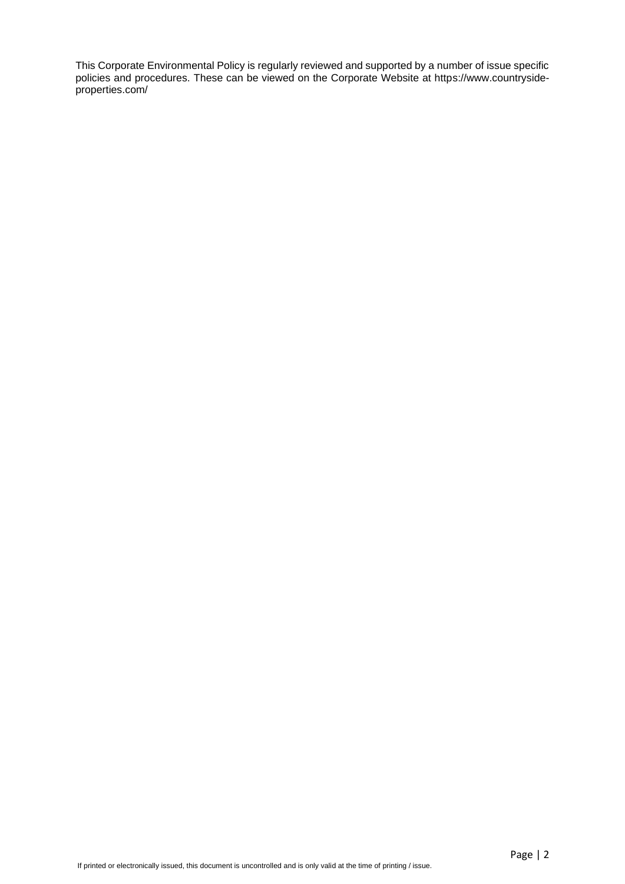This Corporate Environmental Policy is regularly reviewed and supported by a number of issue specific policies and procedures. These can be viewed on the Corporate Website at https://www.countryside-properties.com/